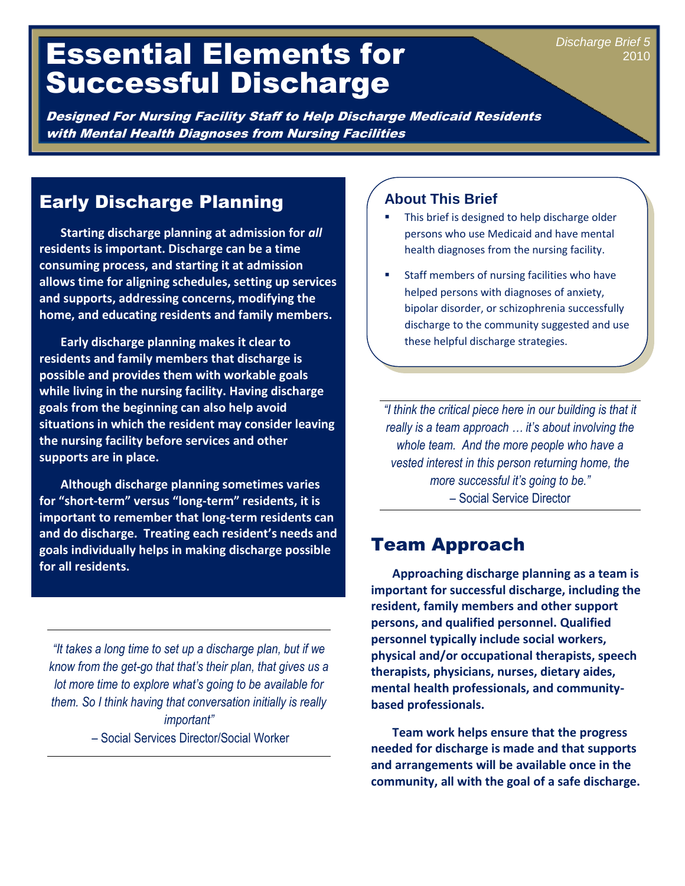# Essential Elements for Successful Discharge

*Discharge Brief 5*
2010

***Designed For Nursing Facility Staff to Help Discharge Medicaid Residents with Mental Health Diagnoses from Nursing Facilities***

## Early Discharge Planning

**Starting discharge planning at admission for *all* residents is important. Discharge can be a time consuming process, and starting it at admission allows time for aligning schedules, setting up services and supports, addressing concerns, modifying the home, and educating residents and family members.**

**Early discharge planning makes it clear to residents and family members that discharge is possible and provides them with workable goals while living in the nursing facility. Having discharge goals from the beginning can also help avoid situations in which the resident may consider leaving the nursing facility before services and other supports are in place.**

**Although discharge planning sometimes varies for "short-term" versus "long-term" residents, it is important to remember that long-term residents can and do discharge. Treating each resident's needs and goals individually helps in making discharge possible for all residents.**

*"It takes a long time to set up a discharge plan, but if we know from the get-go that that's their plan, that gives us a lot more time to explore what's going to be available for them. So I think having that conversation initially is really important"*

– Social Services Director/Social Worker

### About This Brief

- This brief is designed to help discharge older persons who use Medicaid and have mental health diagnoses from the nursing facility.
- Staff members of nursing facilities who have helped persons with diagnoses of anxiety, bipolar disorder, or schizophrenia successfully discharge to the community suggested and use these helpful discharge strategies.

*"I think the critical piece here in our building is that it really is a team approach … it's about involving the whole team. And the more people who have a vested interest in this person returning home, the more successful it's going to be."*

– Social Service Director

## Team Approach

**Approaching discharge planning as a team is important for successful discharge, including the resident, family members and other support persons, and qualified personnel. Qualified personnel typically include social workers, physical and/or occupational therapists, speech therapists, physicians, nurses, dietary aides, mental health professionals, and community-based professionals.**

**Team work helps ensure that the progress needed for discharge is made and that supports and arrangements will be available once in the community, all with the goal of a safe discharge.**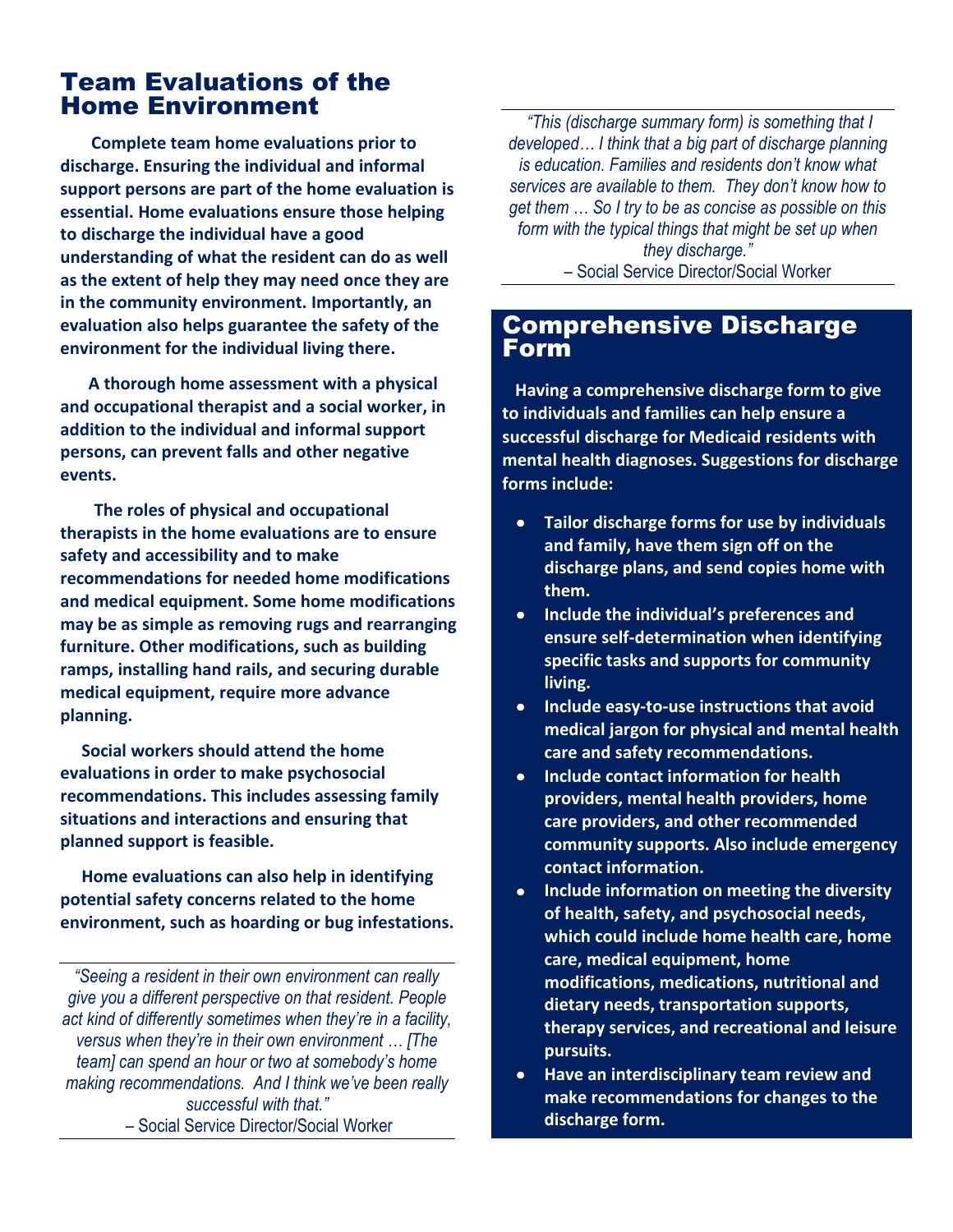## Team Evaluations of the Home Environment

**Complete team home evaluations prior to discharge. Ensuring the individual and informal support persons are part of the home evaluation is essential. Home evaluations ensure those helping to discharge the individual have a good understanding of what the resident can do as well as the extent of help they may need once they are in the community environment. Importantly, an evaluation also helps guarantee the safety of the environment for the individual living there.**

**A thorough home assessment with a physical and occupational therapist and a social worker, in addition to the individual and informal support persons, can prevent falls and other negative events.**

**The roles of physical and occupational therapists in the home evaluations are to ensure safety and accessibility and to make recommendations for needed home modifications and medical equipment. Some home modifications may be as simple as removing rugs and rearranging furniture. Other modifications, such as building ramps, installing hand rails, and securing durable medical equipment, require more advance planning.**

**Social workers should attend the home evaluations in order to make psychosocial recommendations. This includes assessing family situations and interactions and ensuring that planned support is feasible.**

**Home evaluations can also help in identifying potential safety concerns related to the home environment, such as hoarding or bug infestations.**

---

*"Seeing a resident in their own environment can really give you a different perspective on that resident. People act kind of differently sometimes when they're in a facility, versus when they're in their own environment … [The team] can spend an hour or two at somebody's home making recommendations. And I think we've been really successful with that."*

– Social Service Director/Social Worker

---

*"This (discharge summary form) is something that I developed… I think that a big part of discharge planning is education. Families and residents don't know what services are available to them. They don't know how to get them … So I try to be as concise as possible on this form with the typical things that might be set up when they discharge."*

– Social Service Director/Social Worker

---

## Comprehensive Discharge Form

**Having a comprehensive discharge form to give to individuals and families can help ensure a successful discharge for Medicaid residents with mental health diagnoses. Suggestions for discharge forms include:**

- **Tailor discharge forms for use by individuals and family, have them sign off on the discharge plans, and send copies home with them.**
- **Include the individual's preferences and ensure self-determination when identifying specific tasks and supports for community living.**
- **Include easy-to-use instructions that avoid medical jargon for physical and mental health care and safety recommendations.**
- **Include contact information for health providers, mental health providers, home care providers, and other recommended community supports. Also include emergency contact information.**
- **Include information on meeting the diversity of health, safety, and psychosocial needs, which could include home health care, home care, medical equipment, home modifications, medications, nutritional and dietary needs, transportation supports, therapy services, and recreational and leisure pursuits.**
- **Have an interdisciplinary team review and make recommendations for changes to the discharge form.**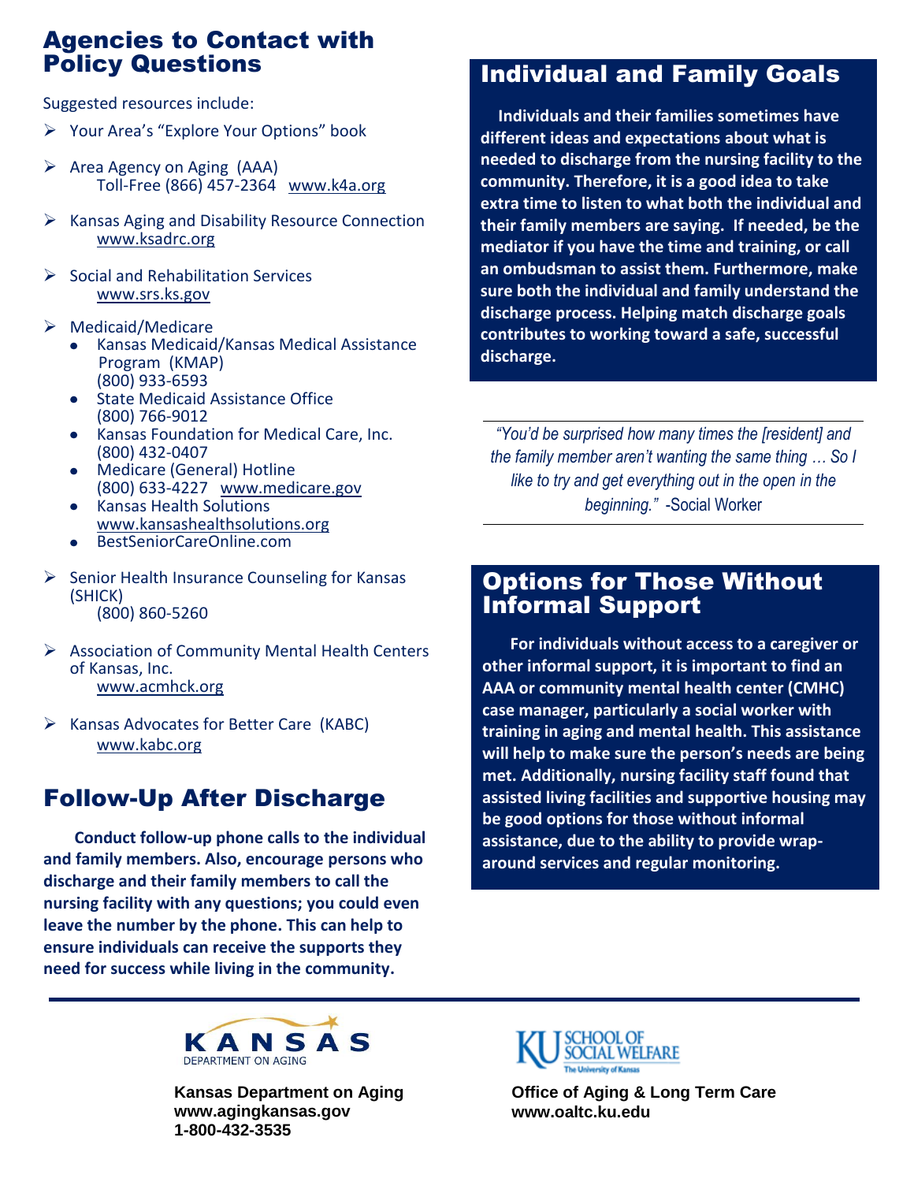## Agencies to Contact with Policy Questions

Suggested resources include:

- Your Area's "Explore Your Options" book
- Area Agency on Aging (AAA)
  Toll-Free (866) 457-2364 www.k4a.org
- Kansas Aging and Disability Resource Connection
  www.ksadrc.org
- Social and Rehabilitation Services
  www.srs.ks.gov
- Medicaid/Medicare
  - Kansas Medicaid/Kansas Medical Assistance Program (KMAP)
    (800) 933-6593
  - State Medicaid Assistance Office
    (800) 766-9012
  - Kansas Foundation for Medical Care, Inc.
    (800) 432-0407
  - Medicare (General) Hotline
    (800) 633-4227 www.medicare.gov
  - Kansas Health Solutions
    www.kansashealthsolutions.org
  - BestSeniorCareOnline.com
- Senior Health Insurance Counseling for Kansas (SHICK)
  (800) 860-5260
- Association of Community Mental Health Centers of Kansas, Inc.
  www.acmhck.org
- Kansas Advocates for Better Care (KABC)
  www.kabc.org

## Follow-Up After Discharge

**Conduct follow-up phone calls to the individual and family members. Also, encourage persons who discharge and their family members to call the nursing facility with any questions; you could even leave the number by the phone. This can help to ensure individuals can receive the supports they need for success while living in the community.**

## Individual and Family Goals

**Individuals and their families sometimes have different ideas and expectations about what is needed to discharge from the nursing facility to the community. Therefore, it is a good idea to take extra time to listen to what both the individual and their family members are saying. If needed, be the mediator if you have the time and training, or call an ombudsman to assist them. Furthermore, make sure both the individual and family understand the discharge process. Helping match discharge goals contributes to working toward a safe, successful discharge.**

*"You'd be surprised how many times the [resident] and the family member aren't wanting the same thing … So I like to try and get everything out in the open in the beginning."* -Social Worker

## Options for Those Without Informal Support

**For individuals without access to a caregiver or other informal support, it is important to find an AAA or community mental health center (CMHC) case manager, particularly a social worker with training in aging and mental health. This assistance will help to make sure the person's needs are being met. Additionally, nursing facility staff found that assisted living facilities and supportive housing may be good options for those without informal assistance, due to the ability to provide wrap-around services and regular monitoring.**

KANSAS DEPARTMENT ON AGING

**Kansas Department on Aging**
**www.agingkansas.gov**
**1-800-432-3535**

KU SCHOOL OF SOCIAL WELFARE The University of Kansas

**Office of Aging & Long Term Care**
**www.oaltc.ku.edu**